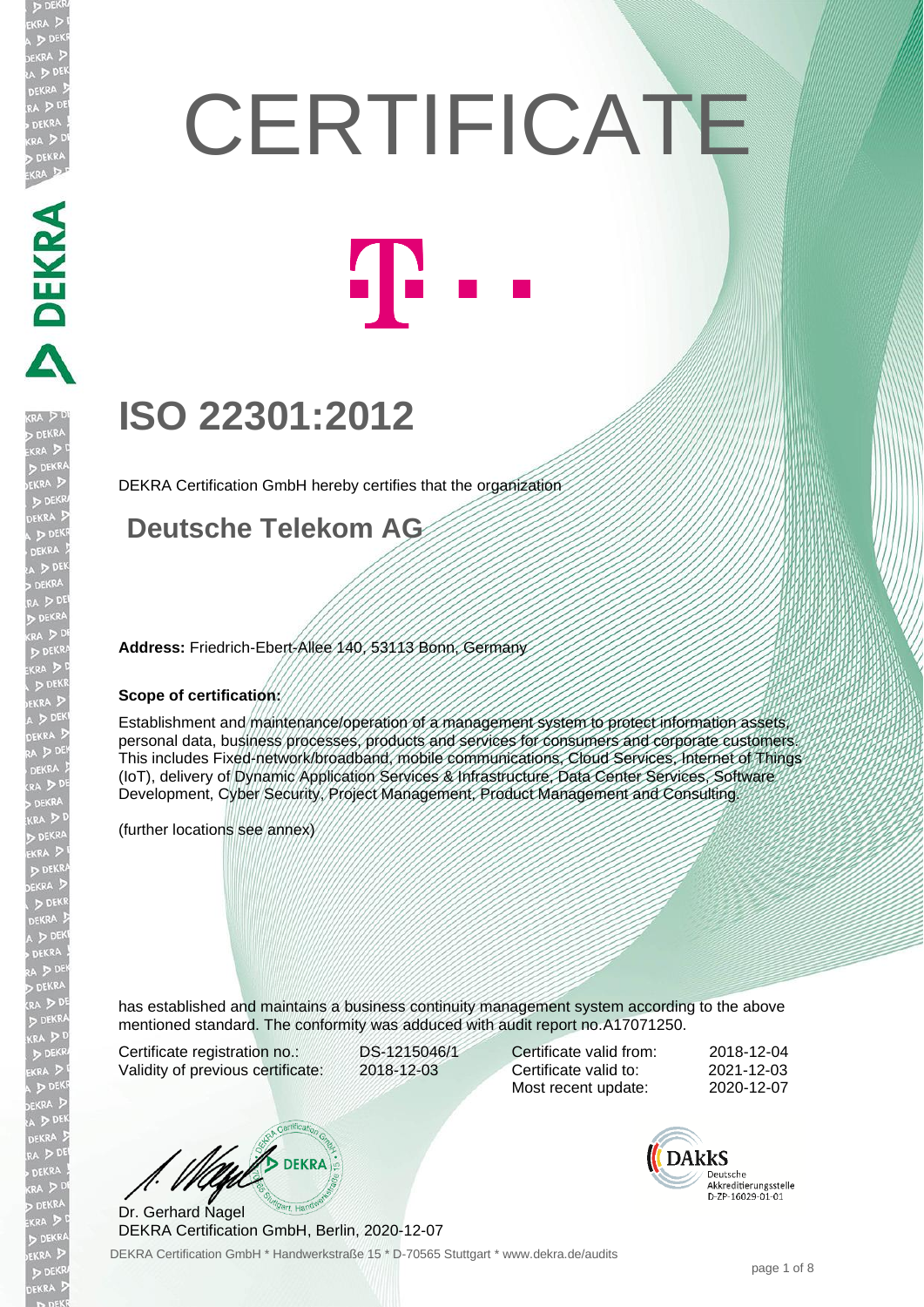# CERTIFICATE

## ISO 22301:2012

DEKRA Certification GmbH hereby certifies that the organization

**Deutsche Telekom AG**

**Address:** Friedrich-Ebert-Allee 140, 53113 Bonn, Germany

**Scope of certification:**

Establishment and maintenance/operation of a management system to protect information assets, personal data, business processes, products and services for consumers and corporate customers. This includes Fixed-network/broadband, mobile communications, Cloud Services, Internet of Things (IoT), delivery of Dynamic Application Services & Infrastructure, Data Center Services, Software Development, Cyber Security, Project Management, Product Management and Consulting.

(further locations see annex)

has established and maintains a business continuity management system according to the above mentioned standard. The conformity was adduced with audit report no.A17071250.

| | | | |
|---|---|---|---|
| Certificate registration no.: | DS-1215046/1 | Certificate valid from: | 2018-12-04 |
| Validity of previous certificate: | 2018-12-03 | Certificate valid to: | 2021-12-03 |
| | | Most recent update: | 2020-12-07 |

Dr. Gerhard Nagel
DEKRA Certification GmbH, Berlin, 2020-12-07

DAkkS Deutsche Akkreditierungsstelle D-ZP-16029-01-01

DEKRA Certification GmbH * Handwerkstraße 15 * D-70565 Stuttgart * www.dekra.de/audits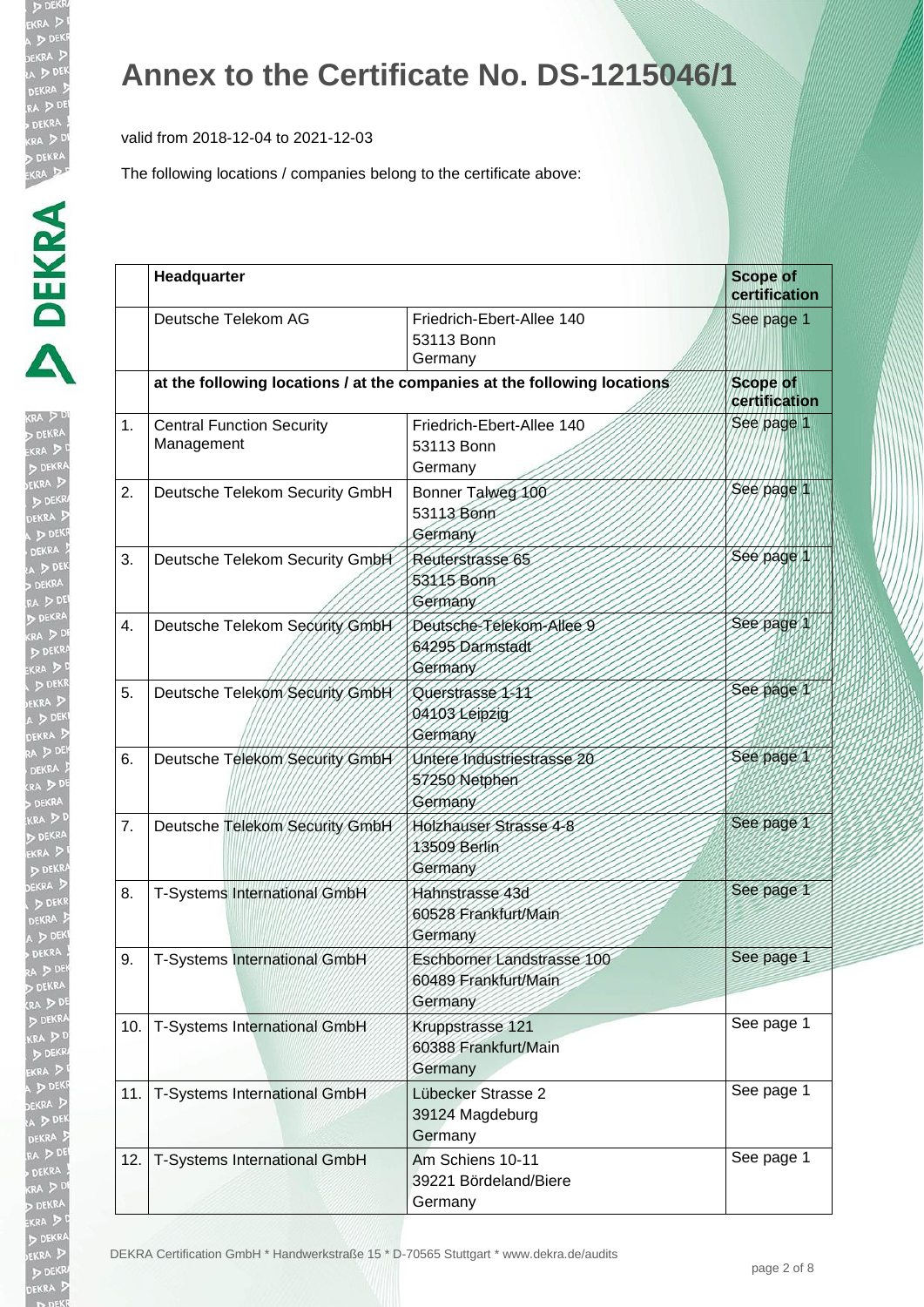# Annex to the Certificate No. DS-1215046/1

valid from 2018-12-04 to 2021-12-03

The following locations / companies belong to the certificate above:

| | Headquarter | | Scope of certification |
|---|---|---|---|
| | Deutsche Telekom AG | Friedrich-Ebert-Allee 140<br>53113 Bonn<br>Germany | See page 1 |
| | at the following locations / at the companies at the following locations | | Scope of certification |
| 1. | Central Function Security Management | Friedrich-Ebert-Allee 140<br>53113 Bonn<br>Germany | See page 1 |
| 2. | Deutsche Telekom Security GmbH | Bonner Talweg 100<br>53113 Bonn<br>Germany | See page 1 |
| 3. | Deutsche Telekom Security GmbH | Reuterstrasse 65<br>53115 Bonn<br>Germany | See page 1 |
| 4. | Deutsche Telekom Security GmbH | Deutsche-Telekom-Allee 9<br>64295 Darmstadt<br>Germany | See page 1 |
| 5. | Deutsche Telekom Security GmbH | Querstrasse 1-11<br>04103 Leipzig<br>Germany | See page 1 |
| 6. | Deutsche Telekom Security GmbH | Untere Industriestrasse 20<br>57250 Netphen<br>Germany | See page 1 |
| 7. | Deutsche Telekom Security GmbH | Holzhauser Strasse 4-8<br>13509 Berlin<br>Germany | See page 1 |
| 8. | T-Systems International GmbH | Hahnstrasse 43d<br>60528 Frankfurt/Main<br>Germany | See page 1 |
| 9. | T-Systems International GmbH | Eschborner Landstrasse 100<br>60489 Frankfurt/Main<br>Germany | See page 1 |
| 10. | T-Systems International GmbH | Kruppstrasse 121<br>60388 Frankfurt/Main<br>Germany | See page 1 |
| 11. | T-Systems International GmbH | Lübecker Strasse 2<br>39124 Magdeburg<br>Germany | See page 1 |
| 12. | T-Systems International GmbH | Am Schiens 10-11<br>39221 Bördeland/Biere<br>Germany | See page 1 |

DEKRA Certification GmbH * Handwerkstraße 15 * D-70565 Stuttgart * www.dekra.de/audits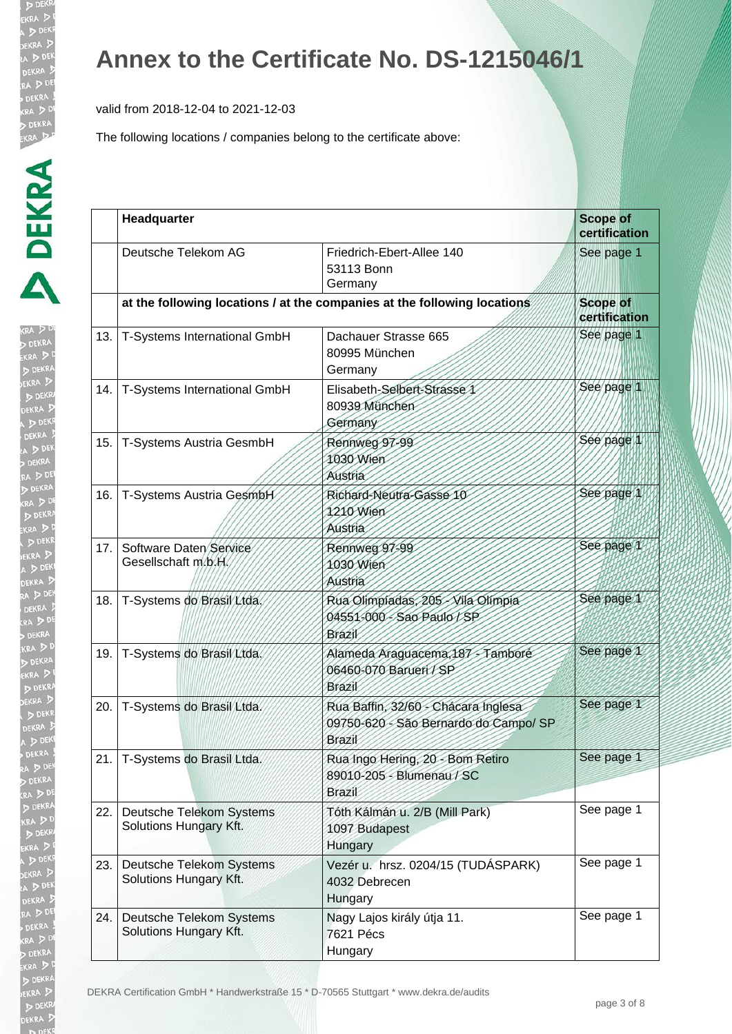# Annex to the Certificate No. DS-1215046/1

valid from 2018-12-04 to 2021-12-03

The following locations / companies belong to the certificate above:

| | Headquarter | | Scope of certification |
|---|---|---|---|
| | Deutsche Telekom AG | Friedrich-Ebert-Allee 140<br>53113 Bonn<br>Germany | See page 1 |
| | **at the following locations / at the companies at the following locations** | | **Scope of certification** |
| 13. | T-Systems International GmbH | Dachauer Strasse 665<br>80995 München<br>Germany | See page 1 |
| 14. | T-Systems International GmbH | Elisabeth-Selbert-Strasse 1<br>80939 München<br>Germany | See page 1 |
| 15. | T-Systems Austria GesmbH | Rennweg 97-99<br>1030 Wien<br>Austria | See page 1 |
| 16. | T-Systems Austria GesmbH | Richard-Neutra-Gasse 10<br>1210 Wien<br>Austria | See page 1 |
| 17. | Software Daten Service Gesellschaft m.b.H. | Rennweg 97-99<br>1030 Wien<br>Austria | See page 1 |
| 18. | T-Systems do Brasil Ltda. | Rua Olimpíadas, 205 - Vila Olímpia<br>04551-000 - Sao Paulo / SP<br>Brazil | See page 1 |
| 19. | T-Systems do Brasil Ltda. | Alameda Araguacema,187 - Tamboré<br>06460-070 Barueri / SP<br>Brazil | See page 1 |
| 20. | T-Systems do Brasil Ltda. | Rua Baffin, 32/60 - Chácara Inglesa<br>09750-620 - São Bernardo do Campo/ SP<br>Brazil | See page 1 |
| 21. | T-Systems do Brasil Ltda. | Rua Ingo Hering, 20 - Bom Retiro<br>89010-205 - Blumenau / SC<br>Brazil | See page 1 |
| 22. | Deutsche Telekom Systems Solutions Hungary Kft. | Tóth Kálmán u. 2/B (Mill Park)<br>1097 Budapest<br>Hungary | See page 1 |
| 23. | Deutsche Telekom Systems Solutions Hungary Kft. | Vezér u. hrsz. 0204/15 (TUDÁSPARK)<br>4032 Debrecen<br>Hungary | See page 1 |
| 24. | Deutsche Telekom Systems Solutions Hungary Kft. | Nagy Lajos király útja 11.<br>7621 Pécs<br>Hungary | See page 1 |

DEKRA Certification GmbH * Handwerkstraße 15 * D-70565 Stuttgart * www.dekra.de/audits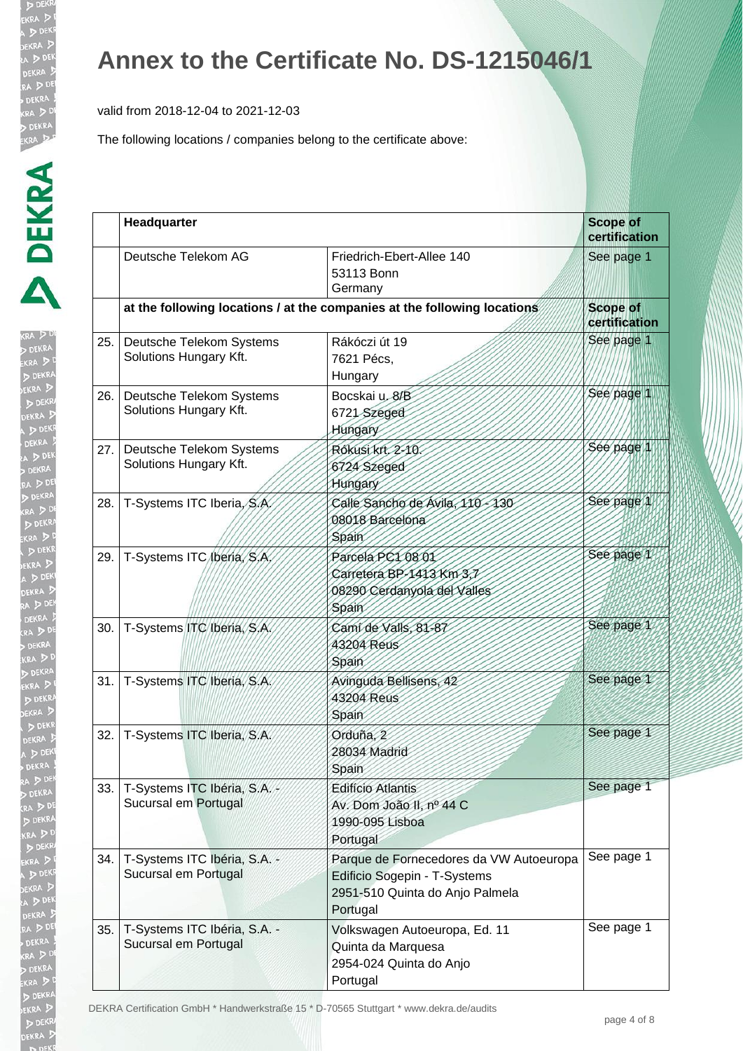# Annex to the Certificate No. DS-1215046/1

valid from 2018-12-04 to 2021-12-03

The following locations / companies belong to the certificate above:

| | Headquarter | | Scope of certification |
|---|---|---|---|
| | Deutsche Telekom AG | Friedrich-Ebert-Allee 140<br>53113 Bonn<br>Germany | See page 1 |
| | **at the following locations / at the companies at the following locations** | | **Scope of certification** |
| 25. | Deutsche Telekom Systems Solutions Hungary Kft. | Rákóczi út 19<br>7621 Pécs,<br>Hungary | See page 1 |
| 26. | Deutsche Telekom Systems Solutions Hungary Kft. | Bocskai u. 8/B<br>6721 Szeged<br>Hungary | See page 1 |
| 27. | Deutsche Telekom Systems Solutions Hungary Kft. | Rókusi krt. 2-10.<br>6724 Szeged<br>Hungary | See page 1 |
| 28. | T-Systems ITC Iberia, S.A. | Calle Sancho de Ávila, 110 - 130<br>08018 Barcelona<br>Spain | See page 1 |
| 29. | T-Systems ITC Iberia, S.A. | Parcela PC1 08 01<br>Carretera BP-1413 Km 3,7<br>08290 Cerdanyola del Valles<br>Spain | See page 1 |
| 30. | T-Systems ITC Iberia, S.A. | Camí de Valls, 81-87<br>43204 Reus<br>Spain | See page 1 |
| 31. | T-Systems ITC Iberia, S.A. | Avinguda Bellisens, 42<br>43204 Reus<br>Spain | See page 1 |
| 32. | T-Systems ITC Iberia, S.A. | Orduña, 2<br>28034 Madrid<br>Spain | See page 1 |
| 33. | T-Systems ITC Ibéria, S.A. - Sucursal em Portugal | Edifício Atlantis<br>Av. Dom João II, nº 44 C<br>1990-095 Lisboa<br>Portugal | See page 1 |
| 34. | T-Systems ITC Ibéria, S.A. - Sucursal em Portugal | Parque de Fornecedores da VW Autoeuropa<br>Edificio Sogepin - T-Systems<br>2951-510 Quinta do Anjo Palmela<br>Portugal | See page 1 |
| 35. | T-Systems ITC Ibéria, S.A. - Sucursal em Portugal | Volkswagen Autoeuropa, Ed. 11<br>Quinta da Marquesa<br>2954-024 Quinta do Anjo<br>Portugal | See page 1 |

DEKRA Certification GmbH * Handwerkstraße 15 * D-70565 Stuttgart * www.dekra.de/audits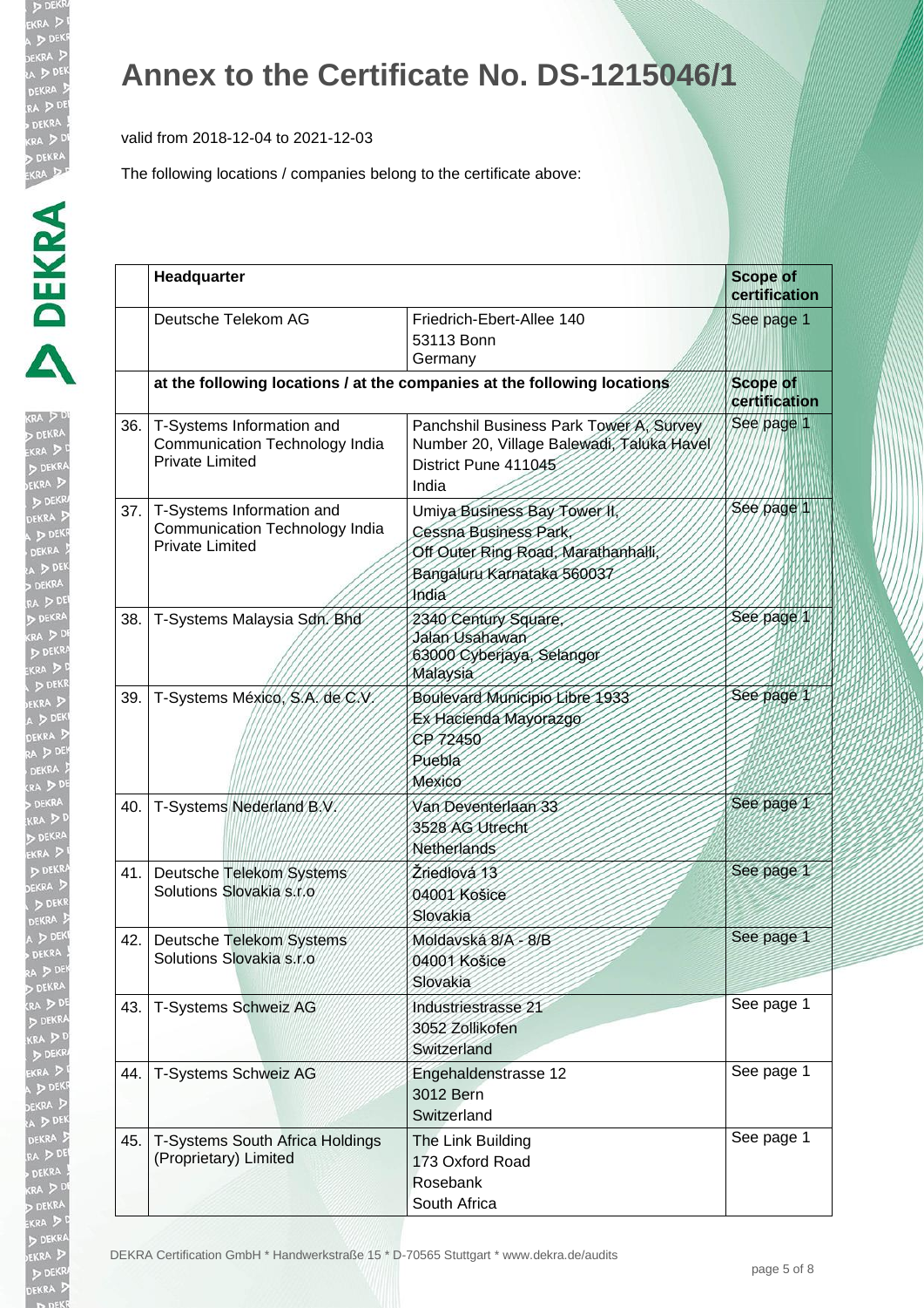# Annex to the Certificate No. DS-1215046/1

valid from 2018-12-04 to 2021-12-03

The following locations / companies belong to the certificate above:

| | Headquarter | | Scope of certification |
|---|---|---|---|
| | Deutsche Telekom AG | Friedrich-Ebert-Allee 140<br>53113 Bonn<br>Germany | See page 1 |
| | at the following locations / at the companies at the following locations | | Scope of certification |
| 36. | T-Systems Information and Communication Technology India Private Limited | Panchshil Business Park Tower A, Survey Number 20, Village Balewadi, Taluka Havel District Pune 411045<br>India | See page 1 |
| 37. | T-Systems Information and Communication Technology India Private Limited | Umiya Business Bay Tower II,<br>Cessna Business Park,<br>Off Outer Ring Road, Marathanhalli,<br>Bangaluru Karnataka 560037<br>India | See page 1 |
| 38. | T-Systems Malaysia Sdn. Bhd | 2340 Century Square,<br>Jalan Usahawan<br>63000 Cyberjaya, Selangor<br>Malaysia | See page 1 |
| 39. | T-Systems México, S.A. de C.V. | Boulevard Municipio Libre 1933<br>Ex Hacienda Mayorazgo<br>CP 72450<br>Puebla<br>Mexico | See page 1 |
| 40. | T-Systems Nederland B.V. | Van Deventerlaan 33<br>3528 AG Utrecht<br>Netherlands | See page 1 |
| 41. | Deutsche Telekom Systems Solutions Slovakia s.r.o | Žriedlová 13<br>04001 Košice<br>Slovakia | See page 1 |
| 42. | Deutsche Telekom Systems Solutions Slovakia s.r.o | Moldavská 8/A - 8/B<br>04001 Košice<br>Slovakia | See page 1 |
| 43. | T-Systems Schweiz AG | Industriestrasse 21<br>3052 Zollikofen<br>Switzerland | See page 1 |
| 44. | T-Systems Schweiz AG | Engehaldenstrasse 12<br>3012 Bern<br>Switzerland | See page 1 |
| 45. | T-Systems South Africa Holdings (Proprietary) Limited | The Link Building<br>173 Oxford Road<br>Rosebank<br>South Africa | See page 1 |

DEKRA Certification GmbH * Handwerkstraße 15 * D-70565 Stuttgart * www.dekra.de/audits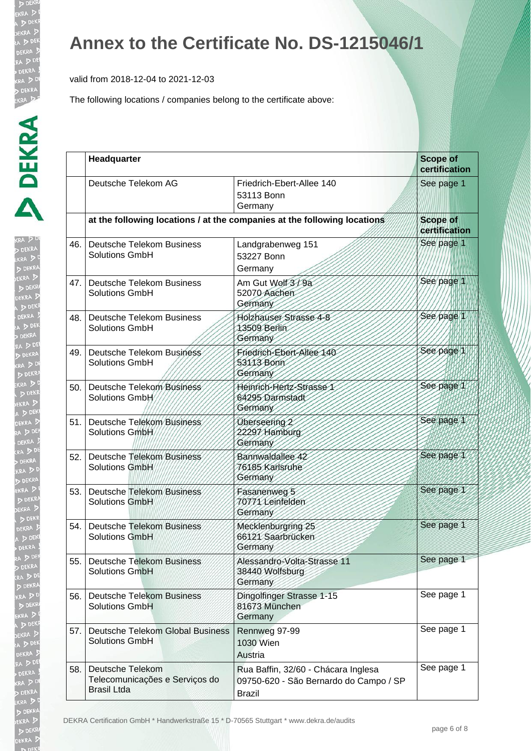# Annex to the Certificate No. DS-1215046/1

valid from 2018-12-04 to 2021-12-03

The following locations / companies belong to the certificate above:

| | Headquarter | | Scope of certification |
|---|---|---|---|
| | Deutsche Telekom AG | Friedrich-Ebert-Allee 140<br>53113 Bonn<br>Germany | See page 1 |
| | **at the following locations / at the companies at the following locations** | | **Scope of certification** |
| 46. | Deutsche Telekom Business Solutions GmbH | Landgrabenweg 151<br>53227 Bonn<br>Germany | See page 1 |
| 47. | Deutsche Telekom Business Solutions GmbH | Am Gut Wolf 3 / 9a<br>52070 Aachen<br>Germany | See page 1 |
| 48. | Deutsche Telekom Business Solutions GmbH | Holzhauser Strasse 4-8<br>13509 Berlin<br>Germany | See page 1 |
| 49. | Deutsche Telekom Business Solutions GmbH | Friedrich-Ebert-Allee 140<br>53113 Bonn<br>Germany | See page 1 |
| 50. | Deutsche Telekom Business Solutions GmbH | Heinrich-Hertz-Strasse 1<br>64295 Darmstadt<br>Germany | See page 1 |
| 51. | Deutsche Telekom Business Solutions GmbH | Überseering 2<br>22297 Hamburg<br>Germany | See page 1 |
| 52. | Deutsche Telekom Business Solutions GmbH | Bannwaldallee 42<br>76185 Karlsruhe<br>Germany | See page 1 |
| 53. | Deutsche Telekom Business Solutions GmbH | Fasanenweg 5<br>70771 Leinfelden<br>Germany | See page 1 |
| 54. | Deutsche Telekom Business Solutions GmbH | Mecklenburgring 25<br>66121 Saarbrücken<br>Germany | See page 1 |
| 55. | Deutsche Telekom Business Solutions GmbH | Alessandro-Volta-Strasse 11<br>38440 Wolfsburg<br>Germany | See page 1 |
| 56. | Deutsche Telekom Business Solutions GmbH | Dingolfinger Strasse 1-15<br>81673 München<br>Germany | See page 1 |
| 57. | Deutsche Telekom Global Business Solutions GmbH | Rennweg 97-99<br>1030 Wien<br>Austria | See page 1 |
| 58. | Deutsche Telekom Telecomunicações e Serviços do Brasil Ltda | Rua Baffin, 32/60 - Chácara Inglesa<br>09750-620 - São Bernardo do Campo / SP<br>Brazil | See page 1 |

DEKRA Certification GmbH * Handwerkstraße 15 * D-70565 Stuttgart * www.dekra.de/audits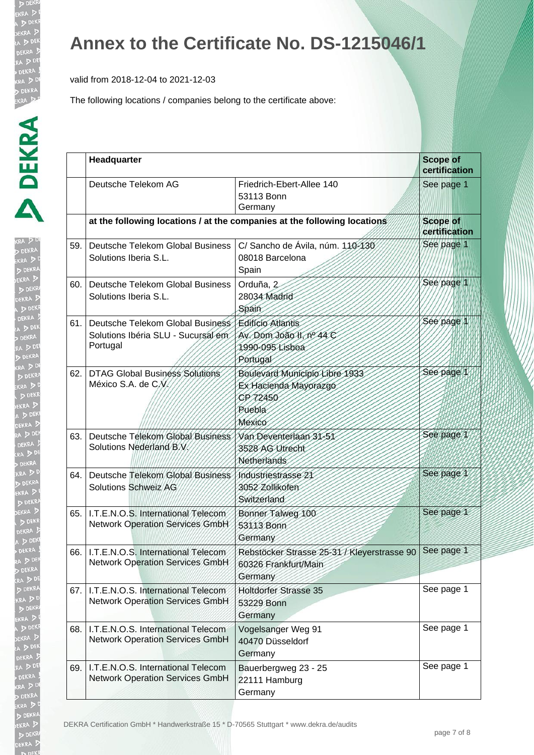# Annex to the Certificate No. DS-1215046/1

valid from 2018-12-04 to 2021-12-03

The following locations / companies belong to the certificate above:

| | **Headquarter** | | **Scope of certification** |
|---|---|---|---|
| | Deutsche Telekom AG | Friedrich-Ebert-Allee 140<br>53113 Bonn<br>Germany | See page 1 |
| | **at the following locations / at the companies at the following locations** | | **Scope of certification** |
| 59. | Deutsche Telekom Global Business Solutions Iberia S.L. | C/ Sancho de Ávila, núm. 110-130<br>08018 Barcelona<br>Spain | See page 1 |
| 60. | Deutsche Telekom Global Business Solutions Iberia S.L. | Orduña, 2<br>28034 Madrid<br>Spain | See page 1 |
| 61. | Deutsche Telekom Global Business Solutions Ibéria SLU - Sucursal em Portugal | Edifício Atlantis<br>Av. Dom João II, nº 44 C<br>1990-095 Lisboa<br>Portugal | See page 1 |
| 62. | DTAG Global Business Solutions México S.A. de C.V. | Boulevard Municipio Libre 1933<br>Ex Hacienda Mayorazgo<br>CP 72450<br>Puebla<br>Mexico | See page 1 |
| 63. | Deutsche Telekom Global Business Solutions Nederland B.V. | Van Deventerlaan 31-51<br>3528 AG Utrecht<br>Netherlands | See page 1 |
| 64. | Deutsche Telekom Global Business Solutions Schweiz AG | Industriestrasse 21<br>3052 Zollikofen<br>Switzerland | See page 1 |
| 65. | I.T.E.N.O.S. International Telecom Network Operation Services GmbH | Bonner Talweg 100<br>53113 Bonn<br>Germany | See page 1 |
| 66. | I.T.E.N.O.S. International Telecom Network Operation Services GmbH | Rebstöcker Strasse 25-31 / Kleyerstrasse 90<br>60326 Frankfurt/Main<br>Germany | See page 1 |
| 67. | I.T.E.N.O.S. International Telecom Network Operation Services GmbH | Holtdorfer Strasse 35<br>53229 Bonn<br>Germany | See page 1 |
| 68. | I.T.E.N.O.S. International Telecom Network Operation Services GmbH | Vogelsanger Weg 91<br>40470 Düsseldorf<br>Germany | See page 1 |
| 69. | I.T.E.N.O.S. International Telecom Network Operation Services GmbH | Bauerbergweg 23 - 25<br>22111 Hamburg<br>Germany | See page 1 |

DEKRA Certification GmbH * Handwerkstraße 15 * D-70565 Stuttgart * www.dekra.de/audits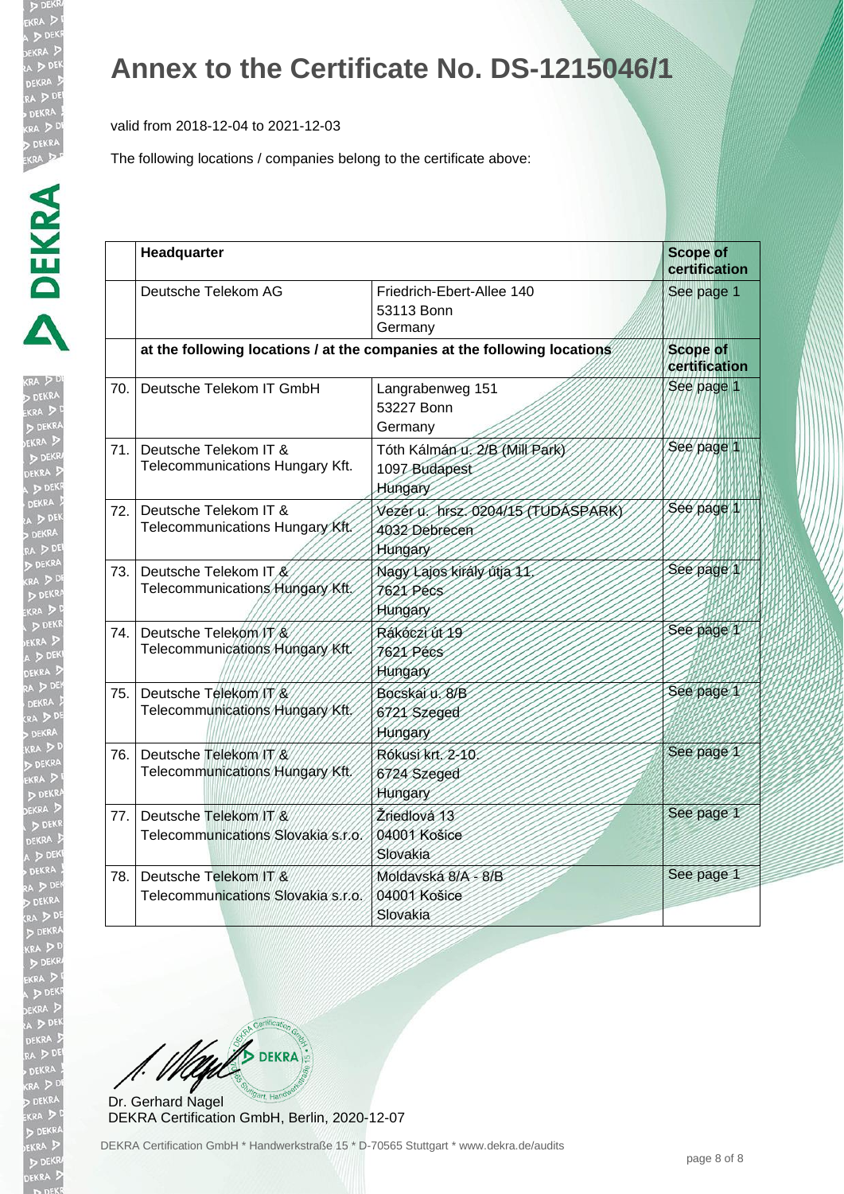# Annex to the Certificate No. DS-1215046/1

valid from 2018-12-04 to 2021-12-03

The following locations / companies belong to the certificate above:

| | Headquarter | | Scope of certification |
|---|---|---|---|
| | Deutsche Telekom AG | Friedrich-Ebert-Allee 140<br>53113 Bonn<br>Germany | See page 1 |
| | **at the following locations / at the companies at the following locations** | | **Scope of certification** |
| 70. | Deutsche Telekom IT GmbH | Langrabenweg 151<br>53227 Bonn<br>Germany | See page 1 |
| 71. | Deutsche Telekom IT & Telecommunications Hungary Kft. | Tóth Kálmán u. 2/B (Mill Park)<br>1097 Budapest<br>Hungary | See page 1 |
| 72. | Deutsche Telekom IT & Telecommunications Hungary Kft. | Vezér u. hrsz. 0204/15 (TUDÁSPARK)<br>4032 Debrecen<br>Hungary | See page 1 |
| 73. | Deutsche Telekom IT & Telecommunications Hungary Kft. | Nagy Lajos király útja 11.<br>7621 Pécs<br>Hungary | See page 1 |
| 74. | Deutsche Telekom IT & Telecommunications Hungary Kft. | Rákóczi út 19<br>7621 Pécs<br>Hungary | See page 1 |
| 75. | Deutsche Telekom IT & Telecommunications Hungary Kft. | Bocskai u. 8/B<br>6721 Szeged<br>Hungary | See page 1 |
| 76. | Deutsche Telekom IT & Telecommunications Hungary Kft. | Rókusi krt. 2-10.<br>6724 Szeged<br>Hungary | See page 1 |
| 77. | Deutsche Telekom IT & Telecommunications Slovakia s.r.o. | Žriedlová 13<br>04001 Košice<br>Slovakia | See page 1 |
| 78. | Deutsche Telekom IT & Telecommunications Slovakia s.r.o. | Moldavská 8/A - 8/B<br>04001 Košice<br>Slovakia | See page 1 |

Dr. Gerhard Nagel
DEKRA Certification GmbH, Berlin, 2020-12-07

DEKRA Certification GmbH * Handwerkstraße 15 * D-70565 Stuttgart * www.dekra.de/audits